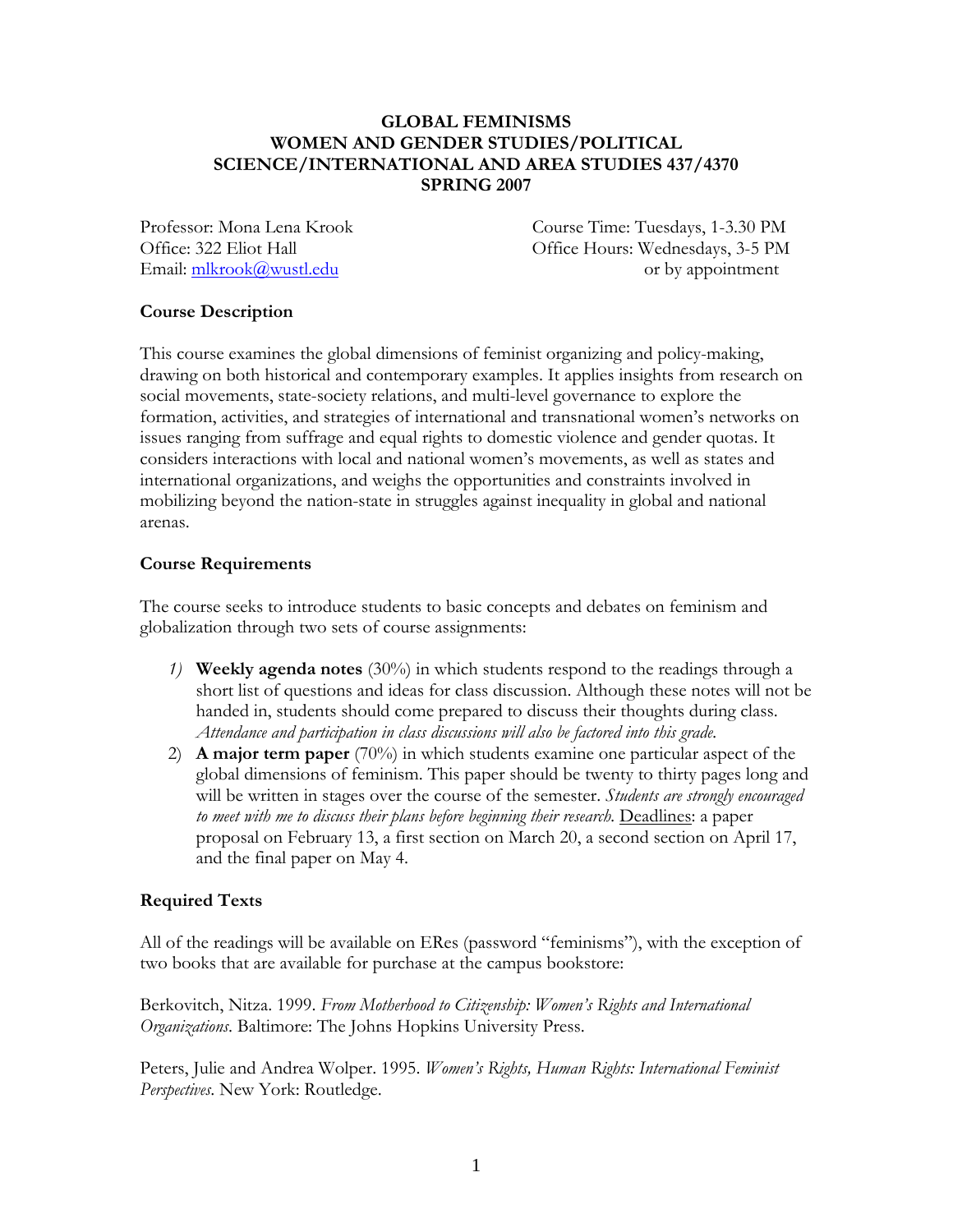# GLOBAL FEMINISMS
# WOMEN AND GENDER STUDIES/POLITICAL SCIENCE/INTERNATIONAL AND AREA STUDIES 437/4370
# SPRING 2007

Professor: Mona Lena Krook
Office: 322 Eliot Hall
Email: mlkrook@wustl.edu

Course Time: Tuesdays, 1-3.30 PM
Office Hours: Wednesdays, 3-5 PM
or by appointment

## Course Description

This course examines the global dimensions of feminist organizing and policy-making, drawing on both historical and contemporary examples. It applies insights from research on social movements, state-society relations, and multi-level governance to explore the formation, activities, and strategies of international and transnational women's networks on issues ranging from suffrage and equal rights to domestic violence and gender quotas. It considers interactions with local and national women's movements, as well as states and international organizations, and weighs the opportunities and constraints involved in mobilizing beyond the nation-state in struggles against inequality in global and national arenas.

## Course Requirements

The course seeks to introduce students to basic concepts and debates on feminism and globalization through two sets of course assignments:

1) **Weekly agenda notes** (30%) in which students respond to the readings through a short list of questions and ideas for class discussion. Although these notes will not be handed in, students should come prepared to discuss their thoughts during class. *Attendance and participation in class discussions will also be factored into this grade.*
2) **A major term paper** (70%) in which students examine one particular aspect of the global dimensions of feminism. This paper should be twenty to thirty pages long and will be written in stages over the course of the semester. *Students are strongly encouraged to meet with me to discuss their plans before beginning their research.* Deadlines: a paper proposal on February 13, a first section on March 20, a second section on April 17, and the final paper on May 4.

## Required Texts

All of the readings will be available on ERes (password "feminisms"), with the exception of two books that are available for purchase at the campus bookstore:

Berkovitch, Nitza. 1999. *From Motherhood to Citizenship: Women's Rights and International Organizations*. Baltimore: The Johns Hopkins University Press.

Peters, Julie and Andrea Wolper. 1995. *Women's Rights, Human Rights: International Feminist Perspectives*. New York: Routledge.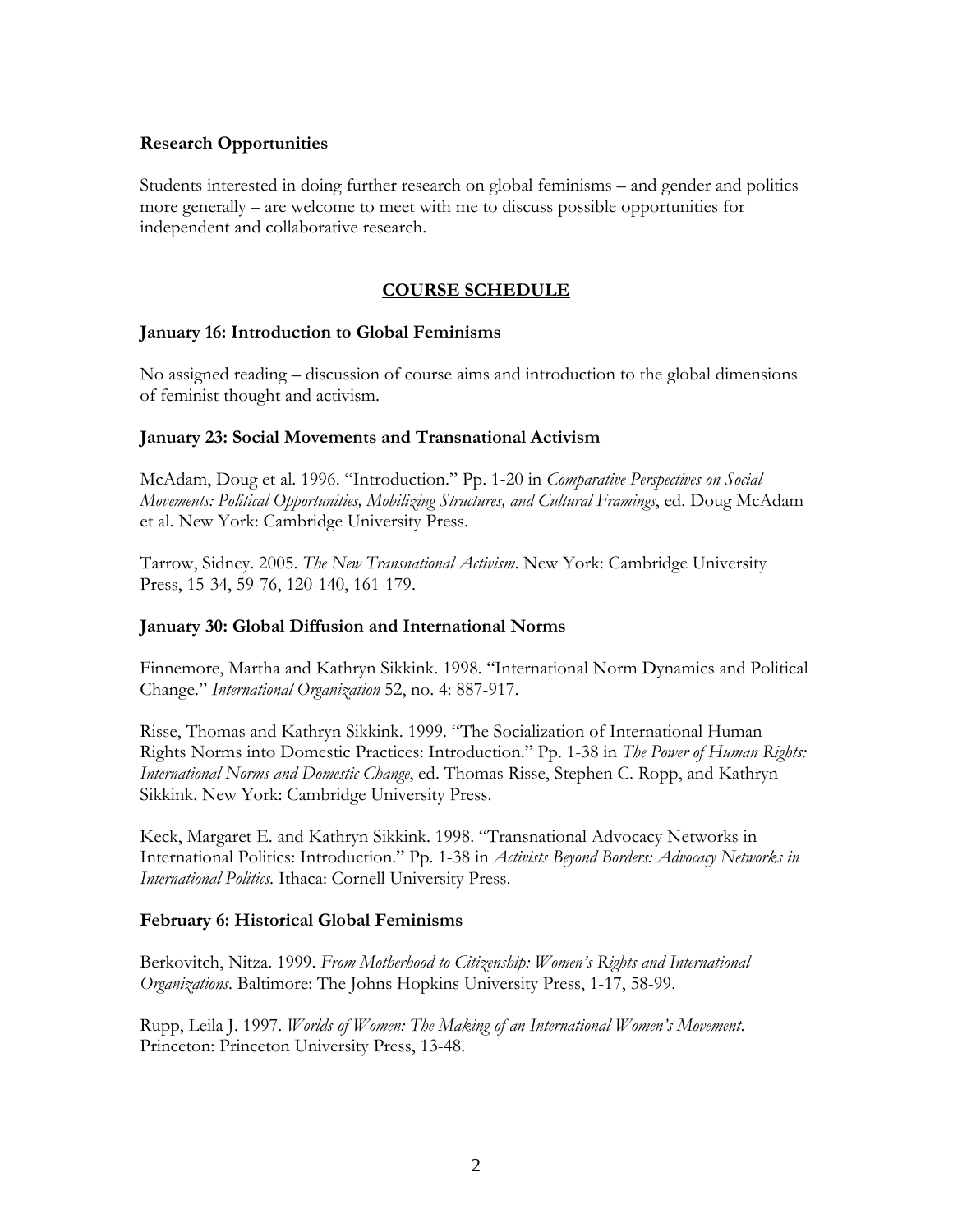**Research Opportunities**

Students interested in doing further research on global feminisms – and gender and politics more generally – are welcome to meet with me to discuss possible opportunities for independent and collaborative research.

## COURSE SCHEDULE

**January 16: Introduction to Global Feminisms**

No assigned reading – discussion of course aims and introduction to the global dimensions of feminist thought and activism.

**January 23: Social Movements and Transnational Activism**

McAdam, Doug et al. 1996. "Introduction." Pp. 1-20 in *Comparative Perspectives on Social Movements: Political Opportunities, Mobilizing Structures, and Cultural Framings*, ed. Doug McAdam et al. New York: Cambridge University Press.

Tarrow, Sidney. 2005. *The New Transnational Activism*. New York: Cambridge University Press, 15-34, 59-76, 120-140, 161-179.

**January 30: Global Diffusion and International Norms**

Finnemore, Martha and Kathryn Sikkink. 1998. "International Norm Dynamics and Political Change." *International Organization* 52, no. 4: 887-917.

Risse, Thomas and Kathryn Sikkink. 1999. "The Socialization of International Human Rights Norms into Domestic Practices: Introduction." Pp. 1-38 in *The Power of Human Rights: International Norms and Domestic Change*, ed. Thomas Risse, Stephen C. Ropp, and Kathryn Sikkink. New York: Cambridge University Press.

Keck, Margaret E. and Kathryn Sikkink. 1998. "Transnational Advocacy Networks in International Politics: Introduction." Pp. 1-38 in *Activists Beyond Borders: Advocacy Networks in International Politics*. Ithaca: Cornell University Press.

**February 6: Historical Global Feminisms**

Berkovitch, Nitza. 1999. *From Motherhood to Citizenship: Women's Rights and International Organizations*. Baltimore: The Johns Hopkins University Press, 1-17, 58-99.

Rupp, Leila J. 1997. *Worlds of Women: The Making of an International Women's Movement*. Princeton: Princeton University Press, 13-48.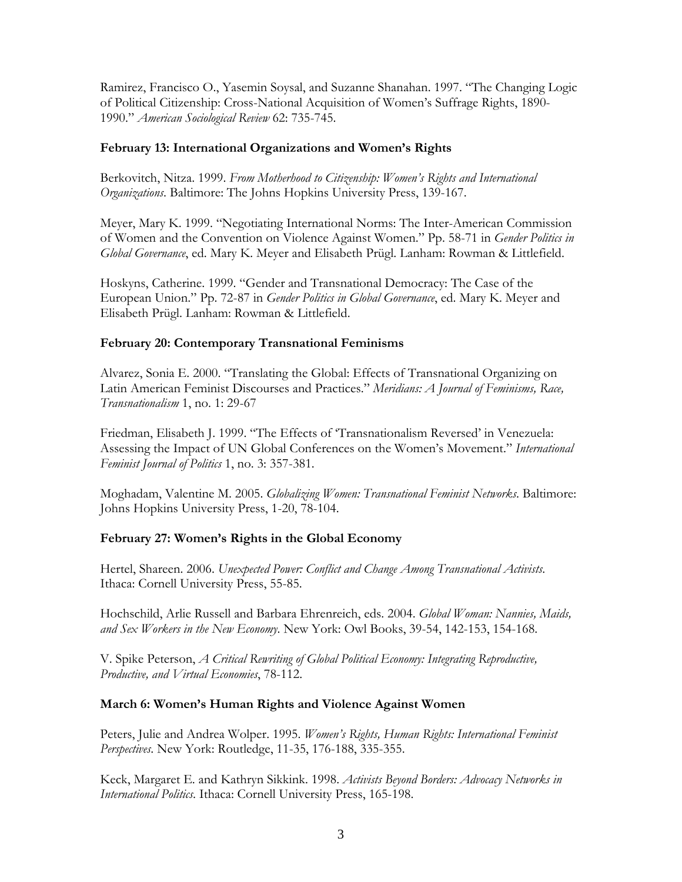Ramirez, Francisco O., Yasemin Soysal, and Suzanne Shanahan. 1997. "The Changing Logic of Political Citizenship: Cross-National Acquisition of Women's Suffrage Rights, 1890-1990." *American Sociological Review* 62: 735-745.

**February 13: International Organizations and Women's Rights**

Berkovitch, Nitza. 1999. *From Motherhood to Citizenship: Women's Rights and International Organizations*. Baltimore: The Johns Hopkins University Press, 139-167.

Meyer, Mary K. 1999. "Negotiating International Norms: The Inter-American Commission of Women and the Convention on Violence Against Women." Pp. 58-71 in *Gender Politics in Global Governance*, ed. Mary K. Meyer and Elisabeth Prügl. Lanham: Rowman & Littlefield.

Hoskyns, Catherine. 1999. "Gender and Transnational Democracy: The Case of the European Union." Pp. 72-87 in *Gender Politics in Global Governance*, ed. Mary K. Meyer and Elisabeth Prügl. Lanham: Rowman & Littlefield.

**February 20: Contemporary Transnational Feminisms**

Alvarez, Sonia E. 2000. "Translating the Global: Effects of Transnational Organizing on Latin American Feminist Discourses and Practices." *Meridians: A Journal of Feminisms, Race, Transnationalism* 1, no. 1: 29-67

Friedman, Elisabeth J. 1999. "The Effects of 'Transnationalism Reversed' in Venezuela: Assessing the Impact of UN Global Conferences on the Women's Movement." *International Feminist Journal of Politics* 1, no. 3: 357-381.

Moghadam, Valentine M. 2005. *Globalizing Women: Transnational Feminist Networks*. Baltimore: Johns Hopkins University Press, 1-20, 78-104.

**February 27: Women's Rights in the Global Economy**

Hertel, Shareen. 2006. *Unexpected Power: Conflict and Change Among Transnational Activists*. Ithaca: Cornell University Press, 55-85.

Hochschild, Arlie Russell and Barbara Ehrenreich, eds. 2004. *Global Woman: Nannies, Maids, and Sex Workers in the New Economy*. New York: Owl Books, 39-54, 142-153, 154-168.

V. Spike Peterson, *A Critical Rewriting of Global Political Economy: Integrating Reproductive, Productive, and Virtual Economies*, 78-112.

**March 6: Women's Human Rights and Violence Against Women**

Peters, Julie and Andrea Wolper. 1995. *Women's Rights, Human Rights: International Feminist Perspectives*. New York: Routledge, 11-35, 176-188, 335-355.

Keck, Margaret E. and Kathryn Sikkink. 1998. *Activists Beyond Borders: Advocacy Networks in International Politics*. Ithaca: Cornell University Press, 165-198.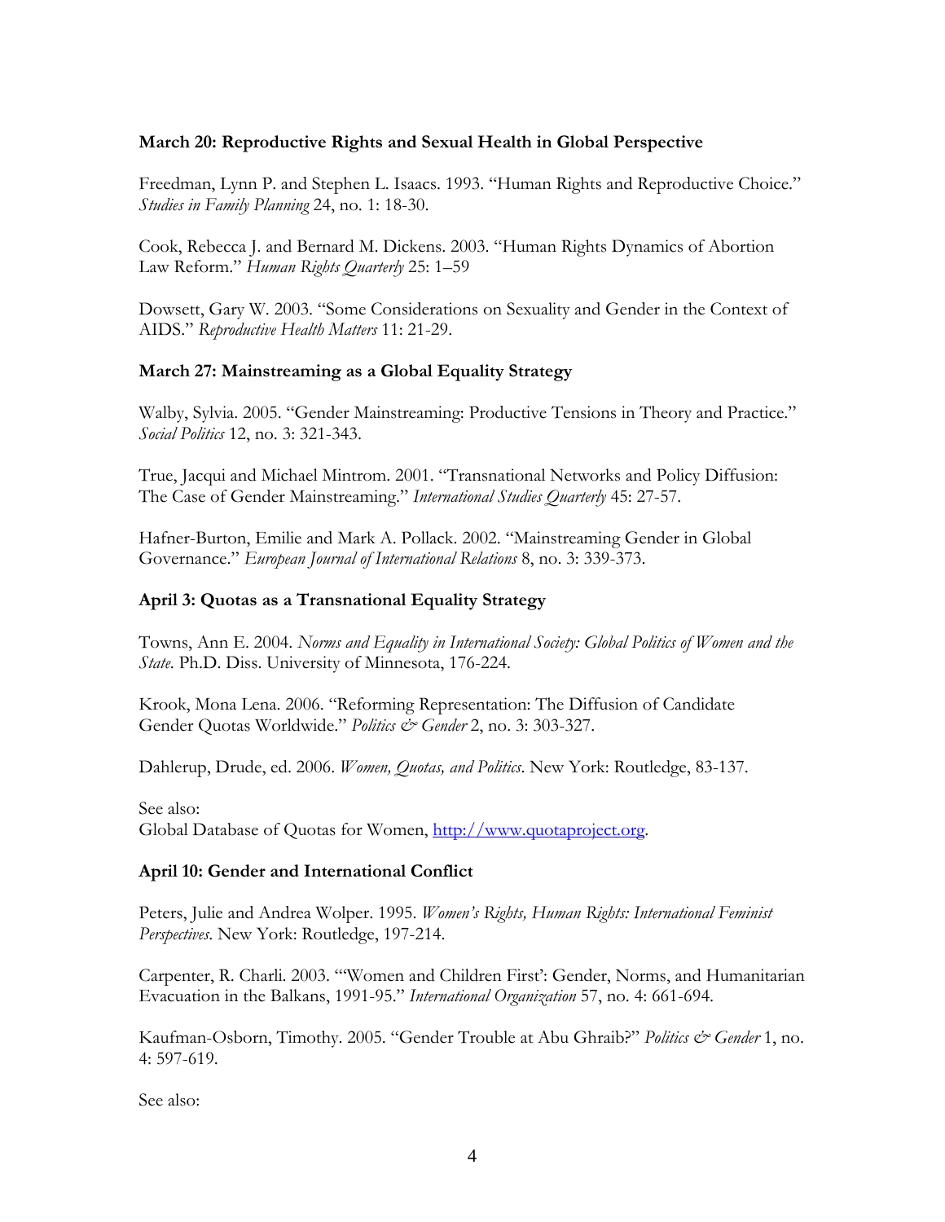**March 20: Reproductive Rights and Sexual Health in Global Perspective**

Freedman, Lynn P. and Stephen L. Isaacs. 1993. "Human Rights and Reproductive Choice." *Studies in Family Planning* 24, no. 1: 18-30.

Cook, Rebecca J. and Bernard M. Dickens. 2003. "Human Rights Dynamics of Abortion Law Reform." *Human Rights Quarterly* 25: 1–59

Dowsett, Gary W. 2003. "Some Considerations on Sexuality and Gender in the Context of AIDS." *Reproductive Health Matters* 11: 21-29.

**March 27: Mainstreaming as a Global Equality Strategy**

Walby, Sylvia. 2005. "Gender Mainstreaming: Productive Tensions in Theory and Practice." *Social Politics* 12, no. 3: 321-343.

True, Jacqui and Michael Mintrom. 2001. "Transnational Networks and Policy Diffusion: The Case of Gender Mainstreaming." *International Studies Quarterly* 45: 27-57.

Hafner-Burton, Emilie and Mark A. Pollack. 2002. "Mainstreaming Gender in Global Governance." *European Journal of International Relations* 8, no. 3: 339-373.

**April 3: Quotas as a Transnational Equality Strategy**

Towns, Ann E. 2004. *Norms and Equality in International Society: Global Politics of Women and the State.* Ph.D. Diss. University of Minnesota, 176-224.

Krook, Mona Lena. 2006. "Reforming Representation: The Diffusion of Candidate Gender Quotas Worldwide." *Politics & Gender* 2, no. 3: 303-327.

Dahlerup, Drude, ed. 2006. *Women, Quotas, and Politics*. New York: Routledge, 83-137.

See also:
Global Database of Quotas for Women, http://www.quotaproject.org.

**April 10: Gender and International Conflict**

Peters, Julie and Andrea Wolper. 1995. *Women's Rights, Human Rights: International Feminist Perspectives*. New York: Routledge, 197-214.

Carpenter, R. Charli. 2003. "'Women and Children First': Gender, Norms, and Humanitarian Evacuation in the Balkans, 1991-95." *International Organization* 57, no. 4: 661-694.

Kaufman-Osborn, Timothy. 2005. "Gender Trouble at Abu Ghraib?" *Politics & Gender* 1, no. 4: 597-619.

See also: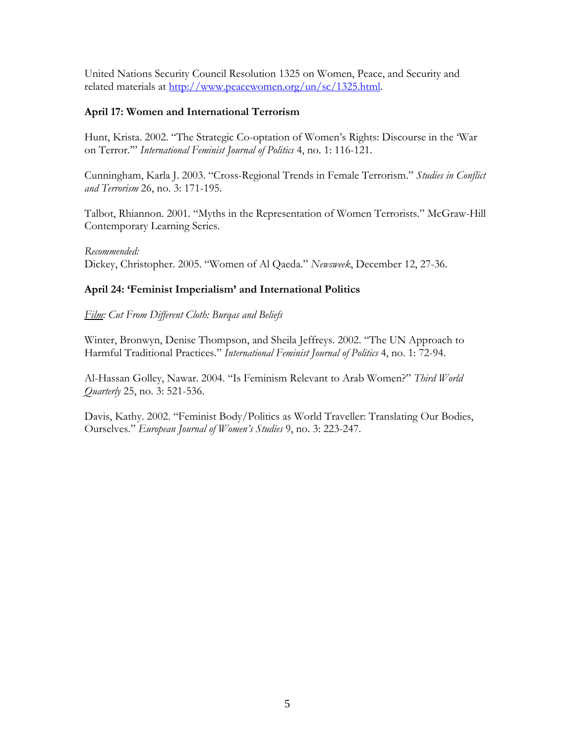United Nations Security Council Resolution 1325 on Women, Peace, and Security and related materials at [http://www.peacewomen.org/un/sc/1325.html](http://www.peacewomen.org/un/sc/1325.html).

**April 17: Women and International Terrorism**

Hunt, Krista. 2002. "The Strategic Co-optation of Women's Rights: Discourse in the 'War on Terror.'" *International Feminist Journal of Politics* 4, no. 1: 116-121.

Cunningham, Karla J. 2003. "Cross-Regional Trends in Female Terrorism." *Studies in Conflict and Terrorism* 26, no. 3: 171-195.

Talbot, Rhiannon. 2001. "Myths in the Representation of Women Terrorists." McGraw-Hill Contemporary Learning Series.

*Recommended:*
Dickey, Christopher. 2005. "Women of Al Qaeda." *Newsweek*, December 12, 27-36.

**April 24: 'Feminist Imperialism' and International Politics**

*Film: Cut From Different Cloth: Burqas and Beliefs*

Winter, Bronwyn, Denise Thompson, and Sheila Jeffreys. 2002. "The UN Approach to Harmful Traditional Practices." *International Feminist Journal of Politics* 4, no. 1: 72-94.

Al-Hassan Golley, Nawar. 2004. "Is Feminism Relevant to Arab Women?" *Third World Quarterly* 25, no. 3: 521-536.

Davis, Kathy. 2002. "Feminist Body/Politics as World Traveller: Translating Our Bodies, Ourselves." *European Journal of Women's Studies* 9, no. 3: 223-247.